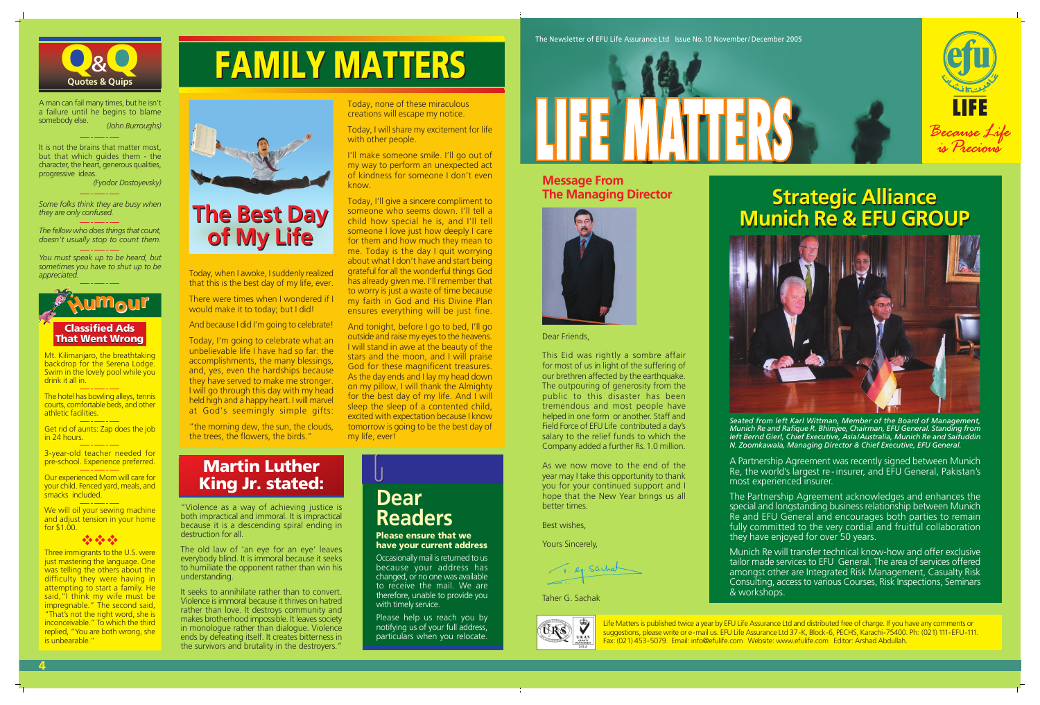The Newsletter of EFU Life Assurance Ltd Issue No.10 November/December 2005

# LIFE MATTERS

EFU LIFE
*Because Life is Precious*

## Message From The Managing Director

Dear Friends,

This Eid was rightly a sombre affair for most of us in light of the suffering of our brethren affected by the earthquake. The outpouring of generosity from the public to this disaster has been tremendous and most people have helped in one form or another. Staff and Field Force of EFU Life contributed a day's salary to the relief funds to which the Company added a further Rs. 1.0 million.

As we now move to the end of the year may I take this opportunity to thank you for your continued support and I hope that the New Year brings us all better times.

Best wishes,

Yours Sincerely,

Taher G. Sachak

## Strategic Alliance Munich Re & EFU GROUP

*Seated from left Karl Wittman, Member of the Board of Management, Munich Re and Rafique R. Bhimjee, Chairman, EFU General. Standing from left Bernd Gierl, Chief Executive, Asia/Australia, Munich Re and Saifuddin N. Zoomkawala, Managing Director & Chief Executive, EFU General.*

A Partnership Agreement was recently signed between Munich Re, the world's largest re-insurer, and EFU General, Pakistan's most experienced insurer.

The Partnership Agreement acknowledges and enhances the special and longstanding business relationship between Munich Re and EFU General and encourages both parties to remain fully committed to the very cordial and fruitful collaboration they have enjoyed for over 50 years.

Munich Re will transfer technical know-how and offer exclusive tailor made services to EFU General. The area of services offered amongst other are Integrated Risk Management, Casualty Risk Consulting, access to various Courses, Risk Inspections, Seminars & workshops.

Life Matters is published twice a year by EFU Life Assurance Ltd and distributed free of charge. If you have any comments or suggestions, please write or e-mail us. EFU Life Assurance Ltd 37-K, Block-6, PECHS, Karachi-75400. Ph: (021) 111-EFU-111. Fax: (021) 453-5079. Email: info@efulife.com Website: www.efulife.com Editor: Arshad Abdullah.

# FAMILY MATTERS

## The Best Day of My Life

Today, when I awoke, I suddenly realized that this is the best day of my life, ever.

There were times when I wondered if I would make it to today; but I did!

And because I did I'm going to celebrate!

Today, I'm going to celebrate what an unbelievable life I have had so far: the accomplishments, the many blessings, and, yes, even the hardships because they have served to make me stronger. I will go through this day with my head held high and a happy heart. I will marvel at God's seemingly simple gifts: "the morning dew, the sun, the clouds, the trees, the flowers, the birds."

Today, none of these miraculous creations will escape my notice.

Today, I will share my excitement for life with other people.

I'll make someone smile. I'll go out of my way to perform an unexpected act of kindness for someone I don't even know.

Today, I'll give a sincere compliment to someone who seems down. I'll tell a child how special he is, and I'll tell someone I love just how deeply I care for them and how much they mean to me. Today is the day I quit worrying about what I don't have and start being grateful for all the wonderful things God has already given me. I'll remember that to worry is just a waste of time because my faith in God and His Divine Plan ensures everything will be just fine.

And tonight, before I go to bed, I'll go outside and raise my eyes to the heavens. I will stand in awe at the beauty of the stars and the moon, and I will praise God for these magnificent treasures. As the day ends and I lay my head down on my pillow, I will thank the Almighty for the best day of my life. And I will sleep the sleep of a contented child, excited with expectation because I know tomorrow is going to be the best day of my life, ever!

## Martin Luther King Jr. stated:

"Violence as a way of achieving justice is both impractical and immoral. It is impractical because it is a descending spiral ending in destruction for all.

The old law of 'an eye for an eye' leaves everybody blind. It is immoral because it seeks to humiliate the opponent rather than win his understanding.

It seeks to annihilate rather than to convert. Violence is immoral because it thrives on hatred rather than love. It destroys community and makes brotherhood impossible. It leaves society in monologue rather than dialogue. Violence ends by defeating itself. It creates bitterness in the survivors and brutality in the destroyers."

## Dear Readers

**Please ensure that we have your current address**

Occasionally mail is returned to us because your address has changed, or no one was available to receive the mail. We are therefore, unable to provide you with timely service.

Please help us reach you by notifying us of your full address, particulars when you relocate.

## Q&Q Quotes & Quips

A man can fail many times, but he isn't a failure until he begins to blame somebody else.
*(John Burroughs)*

It is not the brains that matter most, but that which guides them - the character, the heart, generous qualities, progressive ideas.
*(Fyodor Dostoyevsky)*

*Some folks think they are busy when they are only confused.*

*The fellow who does things that count, doesn't usually stop to count them.*

*You must speak up to be heard, but sometimes you have to shut up to be appreciated.*

## Humour

### Classified Ads That Went Wrong

Mt. Kilimanjaro, the breathtaking backdrop for the Serena Lodge. Swim in the lovely pool while you drink it all in.

The hotel has bowling alleys, tennis courts, comfortable beds, and other athletic facilities.

Get rid of aunts: Zap does the job in 24 hours.

3-year-old teacher needed for pre-school. Experience preferred.

Our experienced Mom will care for your child. Fenced yard, meals, and smacks included.

We will oil your sewing machine and adjust tension in your home for $1.00.

Three immigrants to the U.S. were just mastering the language. One was telling the others about the difficulty they were having in attempting to start a family. He said,"I think my wife must be impregnable." The second said, "That's not the right word, she is inconceivable." To which the third replied, "You are both wrong, she is unbearable."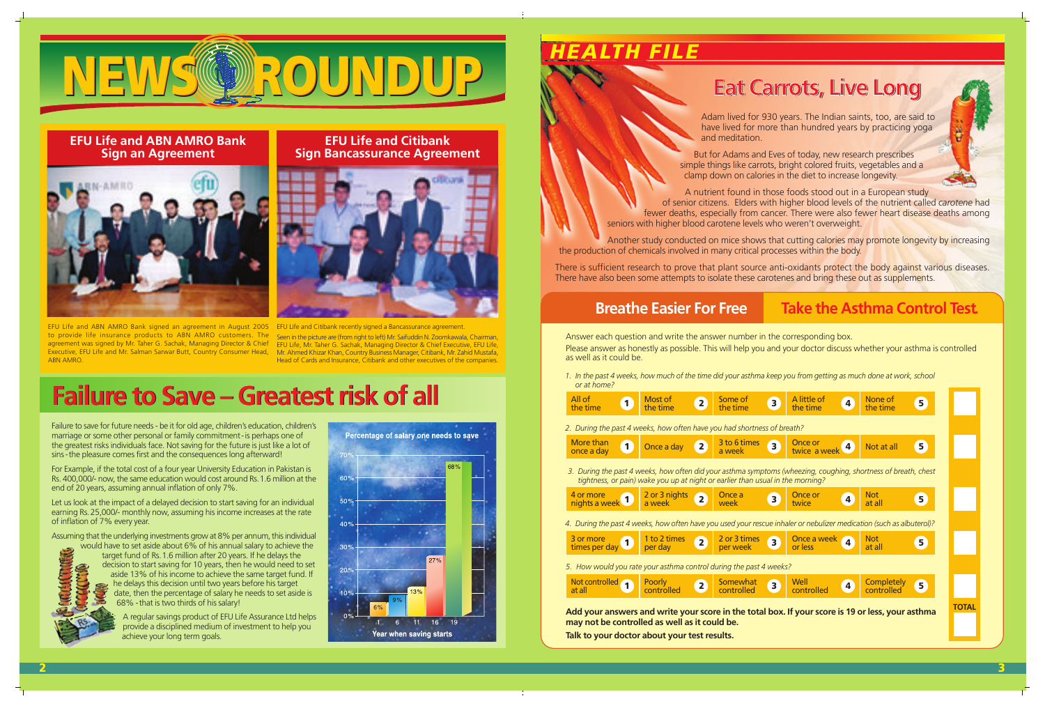# NEWS ROUNDUP

## EFU Life and ABN AMRO Bank Sign an Agreement

EFU Life and ABN AMRO Bank signed an agreement in August 2005 to provide life insurance products to ABN AMRO customers. The agreement was signed by Mr. Taher G. Sachak, Managing Director & Chief Executive, EFU Life and Mr. Salman Sarwar Butt, Country Consumer Head, ABN AMRO.

## EFU Life and Citibank Sign Bancassurance Agreement

EFU Life and Citibank recently signed a Bancassurance agreement.

Seen in the picture are (from right to left) Mr. Saifuddin N. Zoomkawala, Chairman, EFU Life, Mr. Taher G. Sachak, Managing Director & Chief Executive, EFU Life, Mr. Ahmed Khizar Khan, Country Business Manager, Citibank, Mr. Zahid Mustafa, Head of Cards and Insurance, Citibank and other executives of the companies.

# Failure to Save – Greatest risk of all

Failure to save for future needs - be it for old age, children's education, children's marriage or some other personal or family commitment - is perhaps one of the greatest risks individuals face. Not saving for the future is just like a lot of sins - the pleasure comes first and the consequences long afterward!

For Example, if the total cost of a four year University Education in Pakistan is Rs. 400,000/- now, the same education would cost around Rs. 1.6 million at the end of 20 years, assuming annual inflation of only 7%.

Let us look at the impact of a delayed decision to start saving for an individual earning Rs. 25,000/- monthly now, assuming his income increases at the rate of inflation of 7% every year.

Assuming that the underlying investments grow at 8% per annum, this individual would have to set aside about 6% of his annual salary to achieve the target fund of Rs. 1.6 million after 20 years. If he delays the decision to start saving for 10 years, then he would need to set aside 13% of his income to achieve the same target fund. If he delays this decision until two years before his target date, then the percentage of salary he needs to set aside is 68% - that is two thirds of his salary!

A regular savings product of EFU Life Assurance Ltd helps provide a disciplined medium of investment to help you achieve your long term goals.

Percentage of salary one needs to save

70%
60%
50%
40%
30%
20%
10%
0%

6%
9%
13%
27%
68%

1 6 11 16 19

Year when saving starts

# HEALTH FILE

## Eat Carrots, Live Long

Adam lived for 930 years. The Indian saints, too, are said to have lived for more than hundred years by practicing yoga and meditation.

But for Adams and Eves of today, new research prescribes simple things like carrots, bright colored fruits, vegetables and a clamp down on calories in the diet to increase longevity.

A nutrient found in those foods stood out in a European study of senior citizens. Elders with higher blood levels of the nutrient called *carotene* had fewer deaths, especially from cancer. There were also fewer heart disease deaths among seniors with higher blood carotene levels who weren't overweight.

Another study conducted on mice shows that cutting calories may promote longevity by increasing the production of chemicals involved in many critical processes within the body.

There is sufficient research to prove that plant source anti-oxidants protect the body against various diseases. There have also been some attempts to isolate these carotenes and bring these out as supplements.

## Breathe Easier For Free — Take the Asthma Control Test

Answer each question and write the answer number in the corresponding box.

Please answer as honestly as possible. This will help you and your doctor discuss whether your asthma is controlled as well as it could be.

*1. In the past 4 weeks, how much of the time did your asthma keep you from getting as much done at work, school or at home?*

| | | | | | Score |
|---|---|---|---|---|---|
| All of the time **1** | Most of the time **2** | Some of the time **3** | A little of the time **4** | None of the time **5** | |

*2. During the past 4 weeks, how often have you had shortness of breath?*

| | | | | | Score |
|---|---|---|---|---|---|
| More than once a day **1** | Once a day **2** | 3 to 6 times a week **3** | Once or twice a week **4** | Not at all **5** | |

*3. During the past 4 weeks, how often did your asthma symptoms (wheezing, coughing, shortness of breath, chest tightness, or pain) wake you up at night or earlier than usual in the morning?*

| | | | | | Score |
|---|---|---|---|---|---|
| 4 or more nights a week **1** | 2 or 3 nights a week **2** | Once a week **3** | Once or twice **4** | Not at all **5** | |

*4. During the past 4 weeks, how often have you used your rescue inhaler or nebulizer medication (such as albuterol)?*

| | | | | | Score |
|---|---|---|---|---|---|
| 3 or more times per day **1** | 1 to 2 times per day **2** | 2 or 3 times per week **3** | Once a week or less **4** | Not at all **5** | |

*5. How would you rate your asthma control during the past 4 weeks?*

| | | | | | Score |
|---|---|---|---|---|---|
| Not controlled at all **1** | Poorly controlled **2** | Somewhat controlled **3** | Well controlled **4** | Completely controlled **5** | |

**TOTAL**

**Add your answers and write your score in the total box. If your score is 19 or less, your asthma may not be controlled as well as it could be.**

**Talk to your doctor about your test results.**